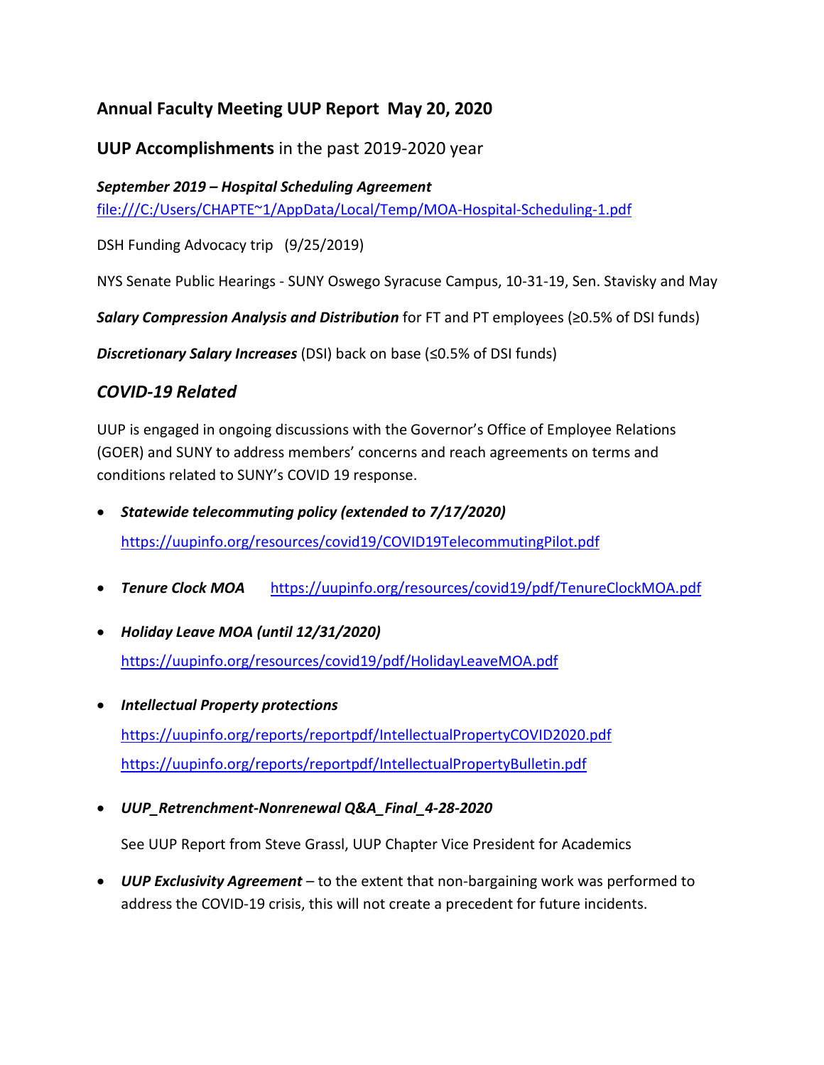## Annual Faculty Meeting UUP Report May 20, 2020

### **UUP Accomplishments** in the past 2019-2020 year

***September 2019 – Hospital Scheduling Agreement***

[file:///C:/Users/CHAPTE~1/AppData/Local/Temp/MOA-Hospital-Scheduling-1.pdf](file:///C:/Users/CHAPTE~1/AppData/Local/Temp/MOA-Hospital-Scheduling-1.pdf)

DSH Funding Advocacy trip (9/25/2019)

NYS Senate Public Hearings - SUNY Oswego Syracuse Campus, 10-31-19, Sen. Stavisky and May

***Salary Compression Analysis and Distribution*** for FT and PT employees (≥0.5% of DSI funds)

***Discretionary Salary Increases*** (DSI) back on base (≤0.5% of DSI funds)

### *COVID-19 Related*

UUP is engaged in ongoing discussions with the Governor's Office of Employee Relations (GOER) and SUNY to address members' concerns and reach agreements on terms and conditions related to SUNY's COVID 19 response.

- ***Statewide telecommuting policy (extended to 7/17/2020)***
  [https://uupinfo.org/resources/covid19/COVID19TelecommutingPilot.pdf](https://uupinfo.org/resources/covid19/COVID19TelecommutingPilot.pdf)
- ***Tenure Clock MOA*** [https://uupinfo.org/resources/covid19/pdf/TenureClockMOA.pdf](https://uupinfo.org/resources/covid19/pdf/TenureClockMOA.pdf)
- ***Holiday Leave MOA (until 12/31/2020)***
  [https://uupinfo.org/resources/covid19/pdf/HolidayLeaveMOA.pdf](https://uupinfo.org/resources/covid19/pdf/HolidayLeaveMOA.pdf)
- ***Intellectual Property protections***
  [https://uupinfo.org/reports/reportpdf/IntellectualPropertyCOVID2020.pdf](https://uupinfo.org/reports/reportpdf/IntellectualPropertyCOVID2020.pdf)
  [https://uupinfo.org/reports/reportpdf/IntellectualPropertyBulletin.pdf](https://uupinfo.org/reports/reportpdf/IntellectualPropertyBulletin.pdf)
- ***UUP_Retrenchment-Nonrenewal Q&A_Final_4-28-2020***

  See UUP Report from Steve Grassl, UUP Chapter Vice President for Academics
- ***UUP Exclusivity Agreement*** – to the extent that non-bargaining work was performed to address the COVID-19 crisis, this will not create a precedent for future incidents.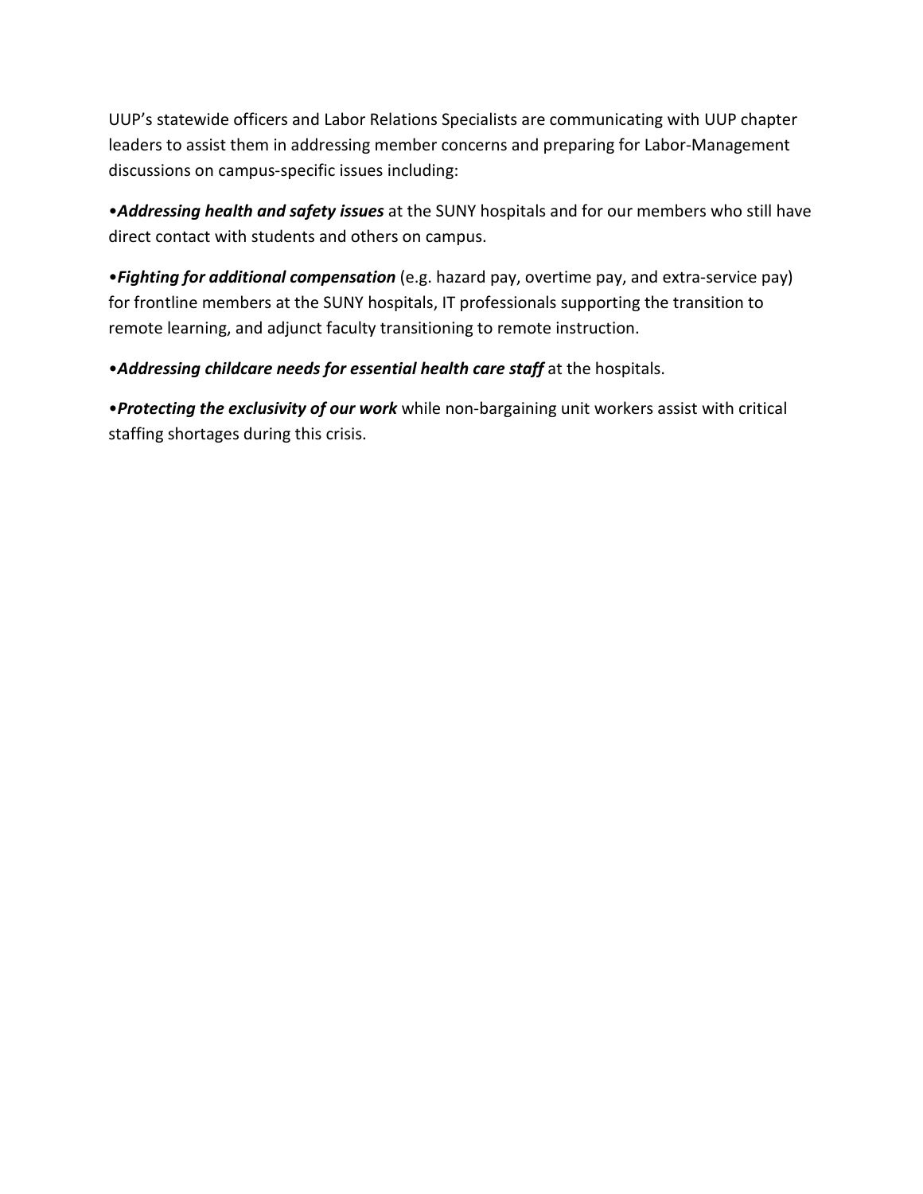UUP's statewide officers and Labor Relations Specialists are communicating with UUP chapter leaders to assist them in addressing member concerns and preparing for Labor-Management discussions on campus-specific issues including:

•***Addressing health and safety issues*** at the SUNY hospitals and for our members who still have direct contact with students and others on campus.

•***Fighting for additional compensation*** (e.g. hazard pay, overtime pay, and extra-service pay) for frontline members at the SUNY hospitals, IT professionals supporting the transition to remote learning, and adjunct faculty transitioning to remote instruction.

•***Addressing childcare needs for essential health care staff*** at the hospitals.

•***Protecting the exclusivity of our work*** while non-bargaining unit workers assist with critical staffing shortages during this crisis.